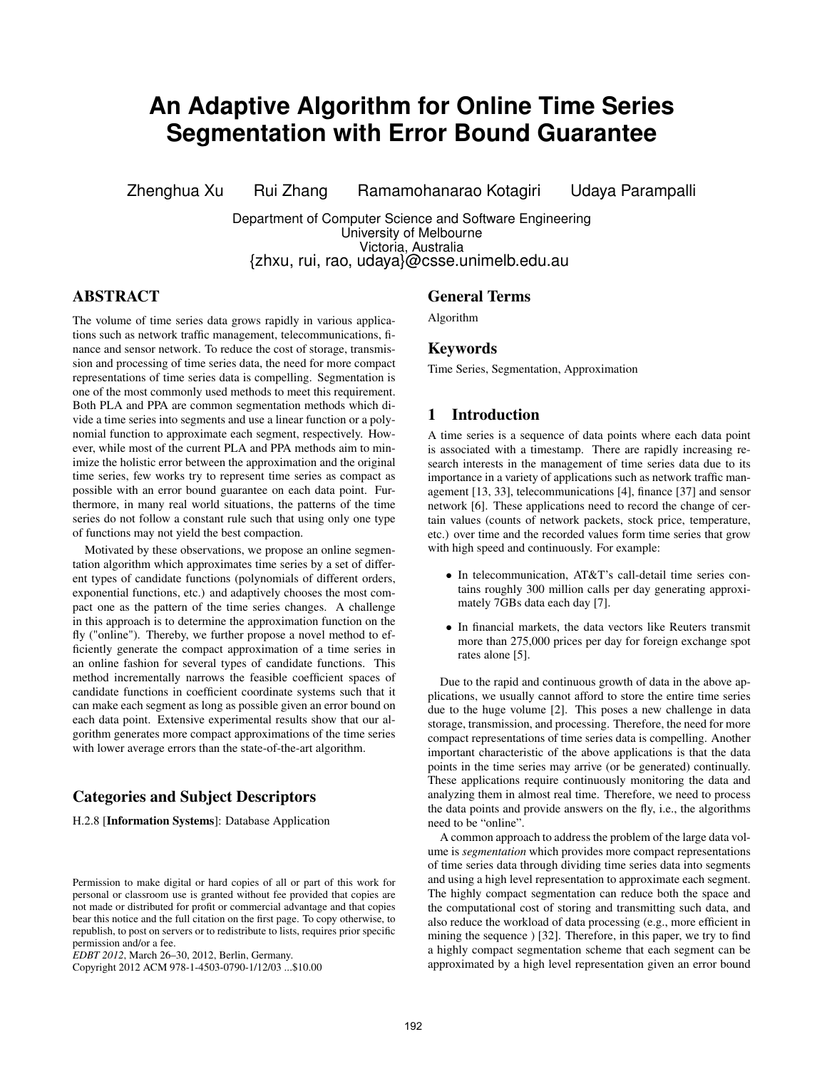# An Adaptive Algorithm for Online Time Series Segmentation with Error Bound Guarantee

Zhenghua Xu  Rui Zhang  Ramamohanarao Kotagiri  Udaya Parampalli

Department of Computer Science and Software Engineering
University of Melbourne
Victoria, Australia
{zhxu, rui, rao, udaya}@csse.unimelb.edu.au

## ABSTRACT

The volume of time series data grows rapidly in various applications such as network traffic management, telecommunications, finance and sensor network. To reduce the cost of storage, transmission and processing of time series data, the need for more compact representations of time series data is compelling. Segmentation is one of the most commonly used methods to meet this requirement. Both PLA and PPA are common segmentation methods which divide a time series into segments and use a linear function or a polynomial function to approximate each segment, respectively. However, while most of the current PLA and PPA methods aim to minimize the holistic error between the approximation and the original time series, few works try to represent time series as compact as possible with an error bound guarantee on each data point. Furthermore, in many real world situations, the patterns of the time series do not follow a constant rule such that using only one type of functions may not yield the best compaction.

Motivated by these observations, we propose an online segmentation algorithm which approximates time series by a set of different types of candidate functions (polynomials of different orders, exponential functions, etc.) and adaptively chooses the most compact one as the pattern of the time series changes. A challenge in this approach is to determine the approximation function on the fly ("online"). Thereby, we further propose a novel method to efficiently generate the compact approximation of a time series in an online fashion for several types of candidate functions. This method incrementally narrows the feasible coefficient spaces of candidate functions in coefficient coordinate systems such that it can make each segment as long as possible given an error bound on each data point. Extensive experimental results show that our algorithm generates more compact approximations of the time series with lower average errors than the state-of-the-art algorithm.

## Categories and Subject Descriptors

H.2.8 [**Information Systems**]: Database Application

Permission to make digital or hard copies of all or part of this work for personal or classroom use is granted without fee provided that copies are not made or distributed for profit or commercial advantage and that copies bear this notice and the full citation on the first page. To copy otherwise, to republish, to post on servers or to redistribute to lists, requires prior specific permission and/or a fee.
*EDBT 2012*, March 26–30, 2012, Berlin, Germany.
Copyright 2012 ACM 978-1-4503-0790-1/12/03 ...$10.00

## General Terms

Algorithm

## Keywords

Time Series, Segmentation, Approximation

## 1 Introduction

A time series is a sequence of data points where each data point is associated with a timestamp. There are rapidly increasing research interests in the management of time series data due to its importance in a variety of applications such as network traffic management [13, 33], telecommunications [4], finance [37] and sensor network [6]. These applications need to record the change of certain values (counts of network packets, stock price, temperature, etc.) over time and the recorded values form time series that grow with high speed and continuously. For example:

- In telecommunication, AT&T's call-detail time series contains roughly 300 million calls per day generating approximately 7GBs data each day [7].
- In financial markets, the data vectors like Reuters transmit more than 275,000 prices per day for foreign exchange spot rates alone [5].

Due to the rapid and continuous growth of data in the above applications, we usually cannot afford to store the entire time series due to the huge volume [2]. This poses a new challenge in data storage, transmission, and processing. Therefore, the need for more compact representations of time series data is compelling. Another important characteristic of the above applications is that the data points in the time series may arrive (or be generated) continually. These applications require continuously monitoring the data and analyzing them in almost real time. Therefore, we need to process the data points and provide answers on the fly, i.e., the algorithms need to be "online".

A common approach to address the problem of the large data volume is *segmentation* which provides more compact representations of time series data through dividing time series data into segments and using a high level representation to approximate each segment. The highly compact segmentation can reduce both the space and the computational cost of storing and transmitting such data, and also reduce the workload of data processing (e.g., more efficient in mining the sequence ) [32]. Therefore, in this paper, we try to find a highly compact segmentation scheme that each segment can be approximated by a high level representation given an error bound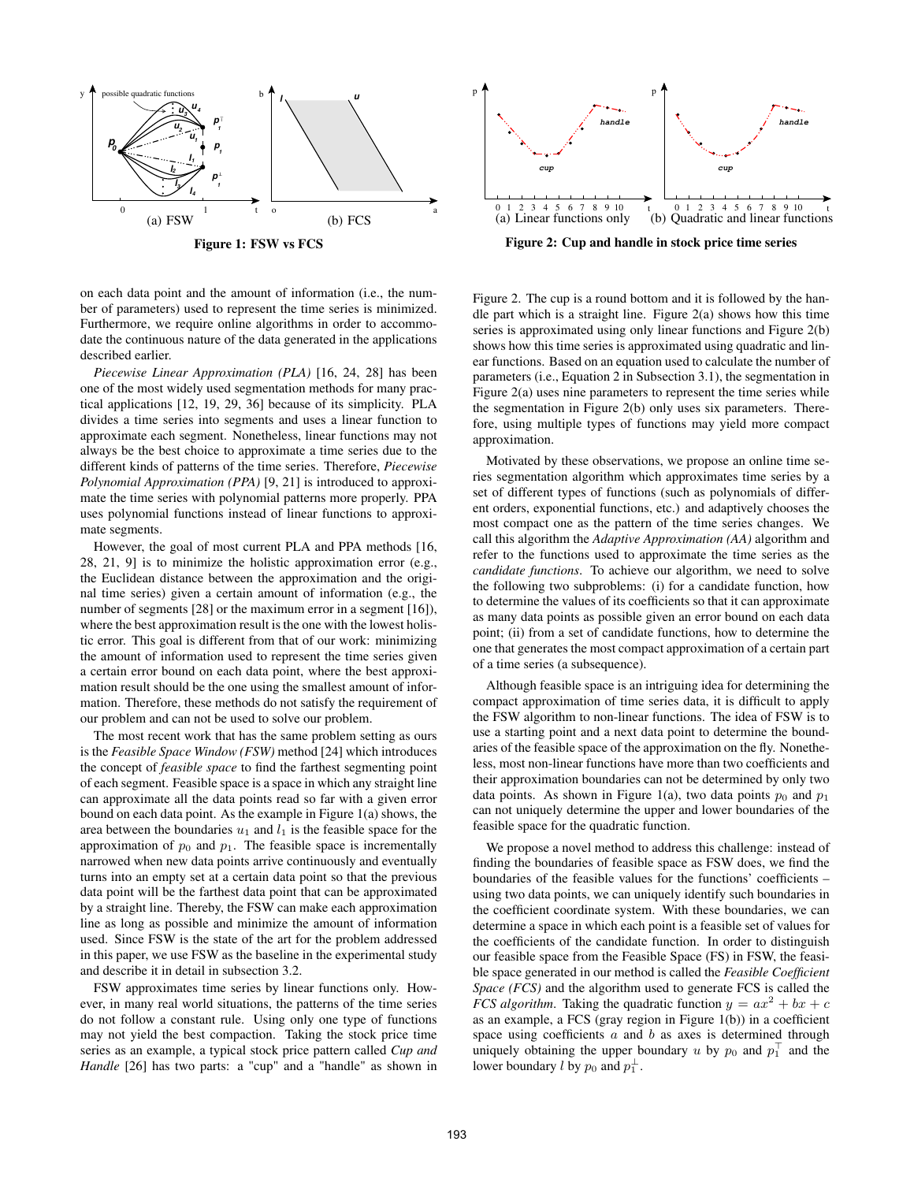y

possible quadratic functions

$u_4$ $u_3$ $u_2$ $u_1$ $p_1^{\top}$ $p_0$ $p_1$ $l_1$ $l_2$ $l_3$ $l_4$ $p_1^{\perp}$

0 1 t

(a) FSW

b

$l$ $u$

o a

(b) FCS

**Figure 1: FSW vs FCS**

p

handle

cup

0 1 2 3 4 5 6 7 8 9 10 t

(a) Linear functions only

p

handle

cup

0 1 2 3 4 5 6 7 8 9 10 t

(b) Quadratic and linear functions

**Figure 2: Cup and handle in stock price time series**

on each data point and the amount of information (i.e., the number of parameters) used to represent the time series is minimized. Furthermore, we require online algorithms in order to accommodate the continuous nature of the data generated in the applications described earlier.

*Piecewise Linear Approximation (PLA)* [16, 24, 28] has been one of the most widely used segmentation methods for many practical applications [12, 19, 29, 36] because of its simplicity. PLA divides a time series into segments and uses a linear function to approximate each segment. Nonetheless, linear functions may not always be the best choice to approximate a time series due to the different kinds of patterns of the time series. Therefore, *Piecewise Polynomial Approximation (PPA)* [9, 21] is introduced to approximate the time series with polynomial patterns more properly. PPA uses polynomial functions instead of linear functions to approximate segments.

However, the goal of most current PLA and PPA methods [16, 28, 21, 9] is to minimize the holistic approximation error (e.g., the Euclidean distance between the approximation and the original time series) given a certain amount of information (e.g., the number of segments [28] or the maximum error in a segment [16]), where the best approximation result is the one with the lowest holistic error. This goal is different from that of our work: minimizing the amount of information used to represent the time series given a certain error bound on each data point, where the best approximation result should be the one using the smallest amount of information. Therefore, these methods do not satisfy the requirement of our problem and can not be used to solve our problem.

The most recent work that has the same problem setting as ours is the *Feasible Space Window (FSW)* method [24] which introduces the concept of *feasible space* to find the farthest segmenting point of each segment. Feasible space is a space in which any straight line can approximate all the data points read so far with a given error bound on each data point. As the example in Figure 1(a) shows, the area between the boundaries $u_1$ and $l_1$ is the feasible space for the approximation of $p_0$ and $p_1$. The feasible space is incrementally narrowed when new data points arrive continuously and eventually turns into an empty set at a certain data point so that the previous data point will be the farthest data point that can be approximated by a straight line. Thereby, the FSW can make each approximation line as long as possible and minimize the amount of information used. Since FSW is the state of the art for the problem addressed in this paper, we use FSW as the baseline in the experimental study and describe it in detail in subsection 3.2.

FSW approximates time series by linear functions only. However, in many real world situations, the patterns of the time series do not follow a constant rule. Using only one type of functions may not yield the best compaction. Taking the stock price time series as an example, a typical stock price pattern called *Cup and Handle* [26] has two parts: a "cup" and a "handle" as shown in Figure 2. The cup is a round bottom and it is followed by the handle part which is a straight line. Figure 2(a) shows how this time series is approximated using only linear functions and Figure 2(b) shows how this time series is approximated using quadratic and linear functions. Based on an equation used to calculate the number of parameters (i.e., Equation 2 in Subsection 3.1), the segmentation in Figure 2(a) uses nine parameters to represent the time series while the segmentation in Figure 2(b) only uses six parameters. Therefore, using multiple types of functions may yield more compact approximation.

Motivated by these observations, we propose an online time series segmentation algorithm which approximates time series by a set of different types of functions (such as polynomials of different orders, exponential functions, etc.) and adaptively chooses the most compact one as the pattern of the time series changes. We call this algorithm the *Adaptive Approximation (AA)* algorithm and refer to the functions used to approximate the time series as the *candidate functions*. To achieve our algorithm, we need to solve the following two subproblems: (i) for a candidate function, how to determine the values of its coefficients so that it can approximate as many data points as possible given an error bound on each data point; (ii) from a set of candidate functions, how to determine the one that generates the most compact approximation of a certain part of a time series (a subsequence).

Although feasible space is an intriguing idea for determining the compact approximation of time series data, it is difficult to apply the FSW algorithm to non-linear functions. The idea of FSW is to use a starting point and a next data point to determine the boundaries of the feasible space of the approximation on the fly. Nonetheless, most non-linear functions have more than two coefficients and their approximation boundaries can not be determined by only two data points. As shown in Figure 1(a), two data points $p_0$ and $p_1$ can not uniquely determine the upper and lower boundaries of the feasible space for the quadratic function.

We propose a novel method to address this challenge: instead of finding the boundaries of feasible space as FSW does, we find the boundaries of the feasible values for the functions' coefficients – using two data points, we can uniquely identify such boundaries in the coefficient coordinate system. With these boundaries, we can determine a space in which each point is a feasible set of values for the coefficients of the candidate function. In order to distinguish our feasible space from the Feasible Space (FS) in FSW, the feasible space generated in our method is called the *Feasible Coefficient Space (FCS)* and the algorithm used to generate FCS is called the *FCS algorithm*. Taking the quadratic function $y = ax^2 + bx + c$ as an example, a FCS (gray region in Figure 1(b)) in a coefficient space using coefficients $a$ and $b$ as axes is determined through uniquely obtaining the upper boundary $u$ by $p_0$ and $p_1^{\top}$ and the lower boundary $l$ by $p_0$ and $p_1^{\perp}$.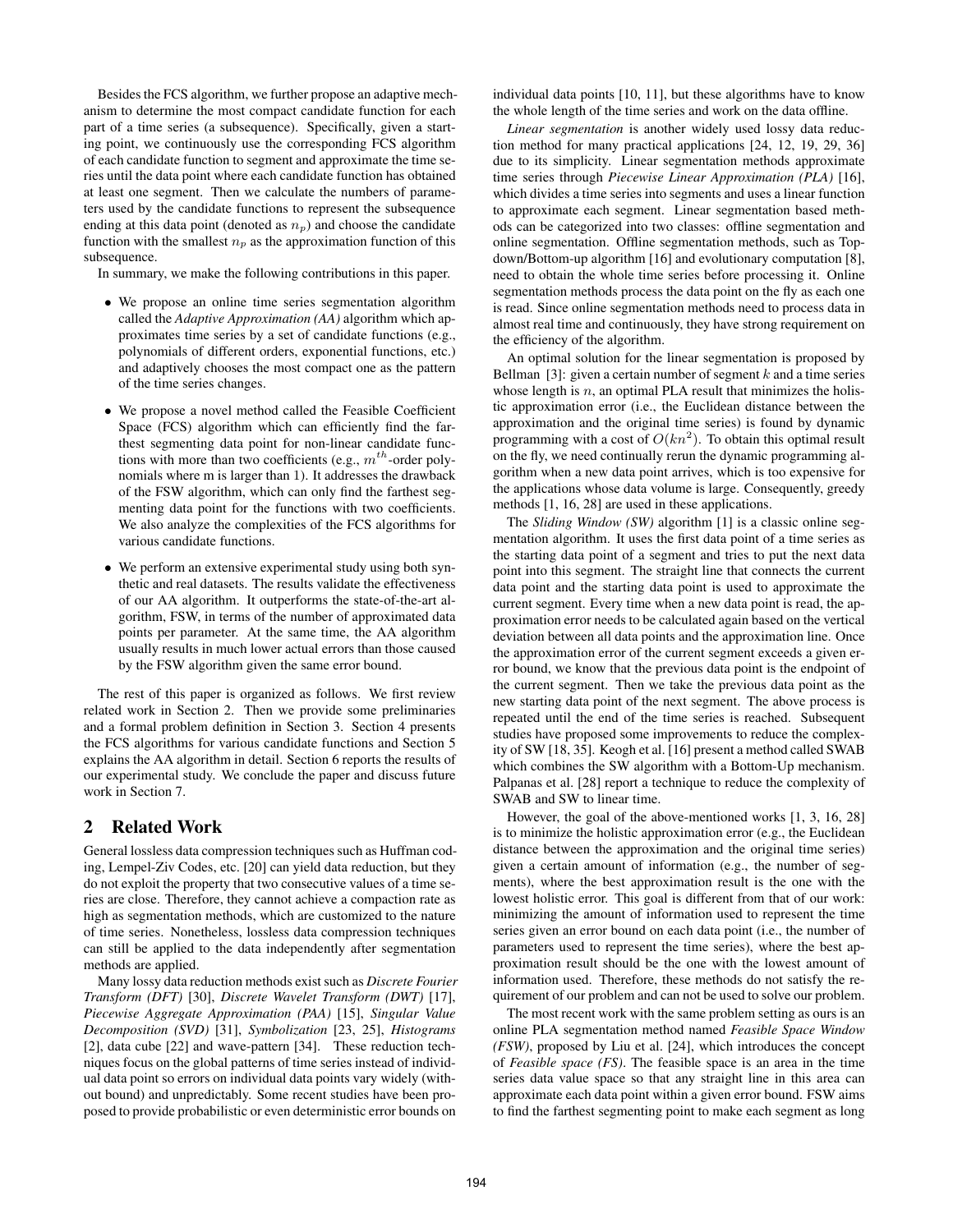Besides the FCS algorithm, we further propose an adaptive mechanism to determine the most compact candidate function for each part of a time series (a subsequence). Specifically, given a starting point, we continuously use the corresponding FCS algorithm of each candidate function to segment and approximate the time series until the data point where each candidate function has obtained at least one segment. Then we calculate the numbers of parameters used by the candidate functions to represent the subsequence ending at this data point (denoted as $n_p$) and choose the candidate function with the smallest $n_p$ as the approximation function of this subsequence.

In summary, we make the following contributions in this paper.

- We propose an online time series segmentation algorithm called the *Adaptive Approximation (AA)* algorithm which approximates time series by a set of candidate functions (e.g., polynomials of different orders, exponential functions, etc.) and adaptively chooses the most compact one as the pattern of the time series changes.
- We propose a novel method called the Feasible Coefficient Space (FCS) algorithm which can efficiently find the farthest segmenting data point for non-linear candidate functions with more than two coefficients (e.g., $m^{th}$-order polynomials where m is larger than 1). It addresses the drawback of the FSW algorithm, which can only find the farthest segmenting data point for the functions with two coefficients. We also analyze the complexities of the FCS algorithms for various candidate functions.
- We perform an extensive experimental study using both synthetic and real datasets. The results validate the effectiveness of our AA algorithm. It outperforms the state-of-the-art algorithm, FSW, in terms of the number of approximated data points per parameter. At the same time, the AA algorithm usually results in much lower actual errors than those caused by the FSW algorithm given the same error bound.

The rest of this paper is organized as follows. We first review related work in Section 2. Then we provide some preliminaries and a formal problem definition in Section 3. Section 4 presents the FCS algorithms for various candidate functions and Section 5 explains the AA algorithm in detail. Section 6 reports the results of our experimental study. We conclude the paper and discuss future work in Section 7.

## 2 Related Work

General lossless data compression techniques such as Huffman coding, Lempel-Ziv Codes, etc. [20] can yield data reduction, but they do not exploit the property that two consecutive values of a time series are close. Therefore, they cannot achieve a compaction rate as high as segmentation methods, which are customized to the nature of time series. Nonetheless, lossless data compression techniques can still be applied to the data independently after segmentation methods are applied.

Many lossy data reduction methods exist such as *Discrete Fourier Transform (DFT)* [30], *Discrete Wavelet Transform (DWT)* [17], *Piecewise Aggregate Approximation (PAA)* [15], *Singular Value Decomposition (SVD)* [31], *Symbolization* [23, 25], *Histograms* [2], data cube [22] and wave-pattern [34]. These reduction techniques focus on the global patterns of time series instead of individual data point so errors on individual data points vary widely (without bound) and unpredictably. Some recent studies have been proposed to provide probabilistic or even deterministic error bounds on individual data points [10, 11], but these algorithms have to know the whole length of the time series and work on the data offline.

*Linear segmentation* is another widely used lossy data reduction method for many practical applications [24, 12, 19, 29, 36] due to its simplicity. Linear segmentation methods approximate time series through *Piecewise Linear Approximation (PLA)* [16], which divides a time series into segments and uses a linear function to approximate each segment. Linear segmentation based methods can be categorized into two classes: offline segmentation and online segmentation. Offline segmentation methods, such as Top-down/Bottom-up algorithm [16] and evolutionary computation [8], need to obtain the whole time series before processing it. Online segmentation methods process the data point on the fly as each one is read. Since online segmentation methods need to process data in almost real time and continuously, they have strong requirement on the efficiency of the algorithm.

An optimal solution for the linear segmentation is proposed by Bellman [3]: given a certain number of segment $k$ and a time series whose length is $n$, an optimal PLA result that minimizes the holistic approximation error (i.e., the Euclidean distance between the approximation and the original time series) is found by dynamic programming with a cost of $O(kn^2)$. To obtain this optimal result on the fly, we need continually rerun the dynamic programming algorithm when a new data point arrives, which is too expensive for the applications whose data volume is large. Consequently, greedy methods [1, 16, 28] are used in these applications.

The *Sliding Window (SW)* algorithm [1] is a classic online segmentation algorithm. It uses the first data point of a time series as the starting data point of a segment and tries to put the next data point into this segment. The straight line that connects the current data point and the starting data point is used to approximate the current segment. Every time when a new data point is read, the approximation error needs to be calculated again based on the vertical deviation between all data points and the approximation line. Once the approximation error of the current segment exceeds a given error bound, we know that the previous data point is the endpoint of the current segment. Then we take the previous data point as the new starting data point of the next segment. The above process is repeated until the end of the time series is reached. Subsequent studies have proposed some improvements to reduce the complexity of SW [18, 35]. Keogh et al. [16] present a method called SWAB which combines the SW algorithm with a Bottom-Up mechanism. Palpanas et al. [28] report a technique to reduce the complexity of SWAB and SW to linear time.

However, the goal of the above-mentioned works [1, 3, 16, 28] is to minimize the holistic approximation error (e.g., the Euclidean distance between the approximation and the original time series) given a certain amount of information (e.g., the number of segments), where the best approximation result is the one with the lowest holistic error. This goal is different from that of our work: minimizing the amount of information used to represent the time series given an error bound on each data point (i.e., the number of parameters used to represent the time series), where the best approximation result should be the one with the lowest amount of information used. Therefore, these methods do not satisfy the requirement of our problem and can not be used to solve our problem.

The most recent work with the same problem setting as ours is an online PLA segmentation method named *Feasible Space Window (FSW)*, proposed by Liu et al. [24], which introduces the concept of *Feasible space (FS)*. The feasible space is an area in the time series data value space so that any straight line in this area can approximate each data point within a given error bound. FSW aims to find the farthest segmenting point to make each segment as long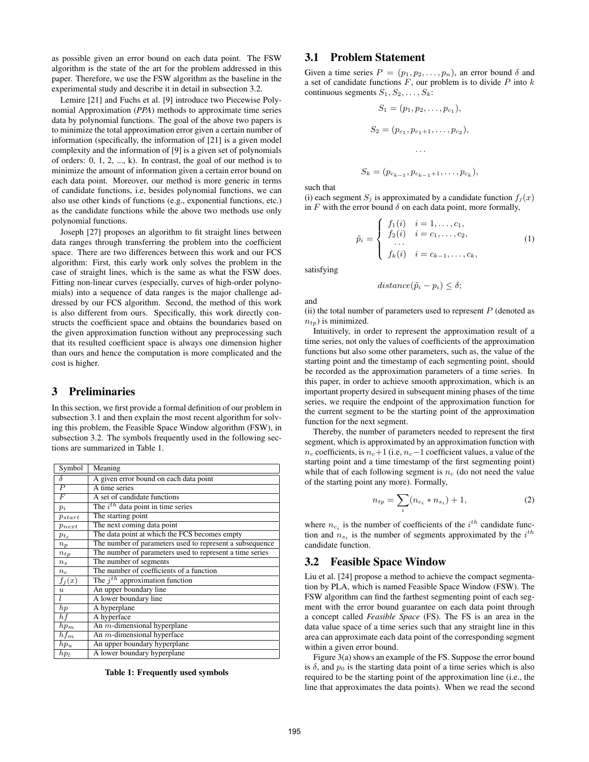as possible given an error bound on each data point. The FSW algorithm is the state of the art for the problem addressed in this paper. Therefore, we use the FSW algorithm as the baseline in the experimental study and describe it in detail in subsection 3.2.

Lemire [21] and Fuchs et al. [9] introduce two Piecewise Polynomial Approximation (*PPA*) methods to approximate time series data by polynomial functions. The goal of the above two papers is to minimize the total approximation error given a certain number of information (specifically, the information of [21] is a given model complexity and the information of [9] is a given set of polynomials of orders: 0, 1, 2, ..., k). In contrast, the goal of our method is to minimize the amount of information given a certain error bound on each data point. Moreover, our method is more generic in terms of candidate functions, i.e, besides polynomial functions, we can also use other kinds of functions (e.g., exponential functions, etc.) as the candidate functions while the above two methods use only polynomial functions.

Joseph [27] proposes an algorithm to fit straight lines between data ranges through transferring the problem into the coefficient space. There are two differences between this work and our FCS algorithm: First, this early work only solves the problem in the case of straight lines, which is the same as what the FSW does. Fitting non-linear curves (especially, curves of high-order polynomials) into a sequence of data ranges is the major challenge addressed by our FCS algorithm. Second, the method of this work is also different from ours. Specifically, this work directly constructs the coefficient space and obtains the boundaries based on the given approximation function without any preprocessing such that its resulted coefficient space is always one dimension higher than ours and hence the computation is more complicated and the cost is higher.

# 3 Preliminaries

In this section, we first provide a formal definition of our problem in subsection 3.1 and then explain the most recent algorithm for solving this problem, the Feasible Space Window algorithm (FSW), in subsection 3.2. The symbols frequently used in the following sections are summarized in Table 1.

| Symbol | Meaning |
|---|---|
| $\delta$ | A given error bound on each data point |
| $P$ | A time series |
| $F$ | A set of candidate functions |
| $p_i$ | The $i^{th}$ data point in time series |
| $p_{start}$ | The starting point |
| $p_{next}$ | The next coming data point |
| $p_{t_e}$ | The data point at which the FCS becomes empty |
| $n_p$ | The number of parameters used to represent a subsequence |
| $n_{tp}$ | The number of parameters used to represent a time series |
| $n_s$ | The number of segments |
| $n_c$ | The number of coefficients of a function |
| $f_j(x)$ | The $j^{th}$ approximation function |
| $u$ | An upper boundary line |
| $l$ | A lower boundary line |
| $hp$ | A hyperplane |
| $hf$ | A hyperface |
| $hp_m$ | An $m$-dimensional hyperplane |
| $hf_m$ | An $m$-dimensional hyperface |
| $hp_u$ | An upper boundary hyperplane |
| $hp_l$ | A lower boundary hyperplane |

**Table 1: Frequently used symbols**

## 3.1 Problem Statement

Given a time series $P = (p_1, p_2, \ldots, p_n)$, an error bound $\delta$ and a set of candidate functions $F$, our problem is to divide $P$ into $k$ continuous segments $S_1, S_2, \ldots, S_k$:

$$S_1 = (p_1, p_2, \ldots, p_{c_1}),$$

$$S_2 = (p_{c_1}, p_{c_1+1}, \ldots, p_{c_2}),$$

$$\ldots$$

$$S_k = (p_{c_{k-1}}, p_{c_{k-1}+1}, \ldots, p_{c_k}),$$

such that
(i) each segment $S_j$ is approximated by a candidate function $f_j(x)$ in $F$ with the error bound $\delta$ on each data point, more formally,

$$\tilde{p}_i = \begin{cases} f_1(i) & i = 1, \ldots, c_1, \\ f_2(i) & i = c_1, \ldots, c_2, \\ \ldots & \\ f_k(i) & i = c_{k-1}, \ldots, c_k, \end{cases} \tag{1}$$

satisfying

$$distance(\tilde{p}_i - p_i) \leq \delta;$$

and
(ii) the total number of parameters used to represent $P$ (denoted as $n_{tp}$) is minimized.

Intuitively, in order to represent the approximation result of a time series, not only the values of coefficients of the approximation functions but also some other parameters, such as, the value of the starting point and the timestamp of each segmenting point, should be recorded as the approximation parameters of a time series. In this paper, in order to achieve smooth approximation, which is an important property desired in subsequent mining phases of the time series, we require the endpoint of the approximation function for the current segment to be the starting point of the approximation function for the next segment.

Thereby, the number of parameters needed to represent the first segment, which is approximated by an approximation function with $n_c$ coefficients, is $n_c+1$ (i.e, $n_c-1$ coefficient values, a value of the starting point and a time timestamp of the first segmenting point) while that of each following segment is $n_c$ (do not need the value of the starting point any more). Formally,

$$n_{tp} = \sum_i (n_{c_i} * n_{s_i}) + 1, \tag{2}$$

where $n_{c_i}$ is the number of coefficients of the $i^{th}$ candidate function and $n_{s_i}$ is the number of segments approximated by the $i^{th}$ candidate function.

## 3.2 Feasible Space Window

Liu et al. [24] propose a method to achieve the compact segmentation by PLA, which is named Feasible Space Window (FSW). The FSW algorithm can find the farthest segmenting point of each segment with the error bound guarantee on each data point through a concept called *Feasible Space* (FS). The FS is an area in the data value space of a time series such that any straight line in this area can approximate each data point of the corresponding segment within a given error bound.

Figure 3(a) shows an example of the FS. Suppose the error bound is $\delta$, and $p_0$ is the starting data point of a time series which is also required to be the starting point of the approximation line (i.e., the line that approximates the data points). When we read the second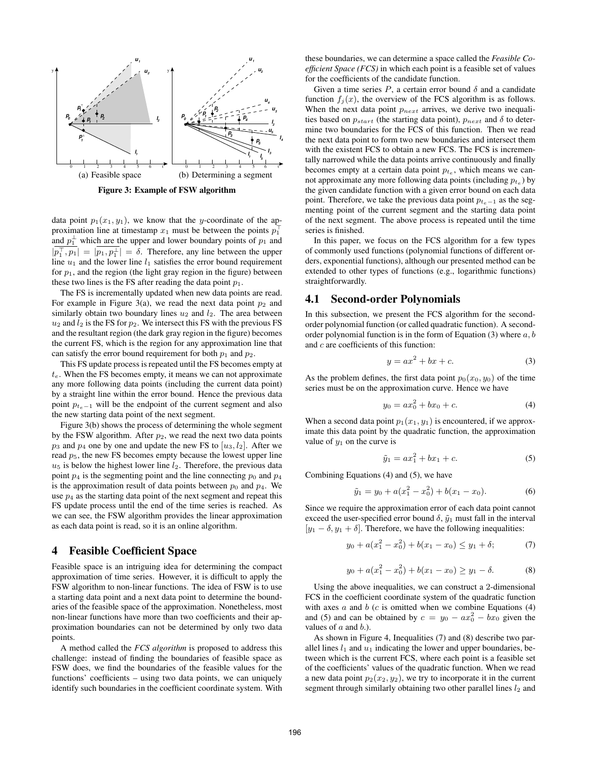(a) Feasible space

(b) Determining a segment

**Figure 3: Example of FSW algorithm**

data point $p_1(x_1, y_1)$, we know that the $y$-coordinate of the approximation line at timestamp $x_1$ must be between the points $p_1^\top$ and $p_1^\perp$ which are the upper and lower boundary points of $p_1$ and $|\overline{p_1^\top, p_1}| = |\overline{p_1, p_1^\perp}| = \delta$. Therefore, any line between the upper line $u_1$ and the lower line $l_1$ satisfies the error bound requirement for $p_1$, and the region (the light gray region in the figure) between these two lines is the FS after reading the data point $p_1$.

The FS is incrementally updated when new data points are read. For example in Figure 3(a), we read the next data point $p_2$ and similarly obtain two boundary lines $u_2$ and $l_2$. The area between $u_2$ and $l_2$ is the FS for $p_2$. We intersect this FS with the previous FS and the resultant region (the dark gray region in the figure) becomes the current FS, which is the region for any approximation line that can satisfy the error bound requirement for both $p_1$ and $p_2$.

This FS update process is repeated until the FS becomes empty at $t_e$. When the FS becomes empty, it means we can not approximate any more following data points (including the current data point) by a straight line within the error bound. Hence the previous data point $p_{t_e-1}$ will be the endpoint of the current segment and also the new starting data point of the next segment.

Figure 3(b) shows the process of determining the whole segment by the FSW algorithm. After $p_2$, we read the next two data points $p_3$ and $p_4$ one by one and update the new FS to $[u_3, l_2]$. After we read $p_5$, the new FS becomes empty because the lowest upper line $u_5$ is below the highest lower line $l_2$. Therefore, the previous data point $p_4$ is the segmenting point and the line connecting $p_0$ and $p_4$ is the approximation result of data points between $p_0$ and $p_4$. We use $p_4$ as the starting data point of the next segment and repeat this FS update process until the end of the time series is reached. As we can see, the FSW algorithm provides the linear approximation as each data point is read, so it is an online algorithm.

# 4 Feasible Coefficient Space

Feasible space is an intriguing idea for determining the compact approximation of time series. However, it is difficult to apply the FSW algorithm to non-linear functions. The idea of FSW is to use a starting data point and a next data point to determine the boundaries of the feasible space of the approximation. Nonetheless, most non-linear functions have more than two coefficients and their approximation boundaries can not be determined by only two data points.

A method called the *FCS algorithm* is proposed to address this challenge: instead of finding the boundaries of feasible space as FSW does, we find the boundaries of the feasible values for the functions' coefficients – using two data points, we can uniquely identify such boundaries in the coefficient coordinate system. With these boundaries, we can determine a space called the *Feasible Coefficient Space (FCS)* in which each point is a feasible set of values for the coefficients of the candidate function.

Given a time series $P$, a certain error bound $\delta$ and a candidate function $f_j(x)$, the overview of the FCS algorithm is as follows. When the next data point $p_{next}$ arrives, we derive two inequalities based on $p_{start}$ (the starting data point), $p_{next}$ and $\delta$ to determine two boundaries for the FCS of this function. Then we read the next data point to form two new boundaries and intersect them with the existent FCS to obtain a new FCS. The FCS is incrementally narrowed while the data points arrive continuously and finally becomes empty at a certain data point $p_{t_e}$, which means we cannot approximate any more following data points (including $p_{t_e}$) by the given candidate function with a given error bound on each data point. Therefore, we take the previous data point $p_{t_e-1}$ as the segmenting point of the current segment and the starting data point of the next segment. The above process is repeated until the time series is finished.

In this paper, we focus on the FCS algorithm for a few types of commonly used functions (polynomial functions of different orders, exponential functions), although our presented method can be extended to other types of functions (e.g., logarithmic functions) straightforwardly.

## 4.1 Second-order Polynomials

In this subsection, we present the FCS algorithm for the second-order polynomial function (or called quadratic function). A second-order polynomial function is in the form of Equation (3) where $a, b$ and $c$ are coefficients of this function:

$$y = ax^2 + bx + c. \tag{3}$$

As the problem defines, the first data point $p_0(x_0, y_0)$ of the time series must be on the approximation curve. Hence we have

$$y_0 = ax_0^2 + bx_0 + c. \tag{4}$$

When a second data point $p_1(x_1, y_1)$ is encountered, if we approximate this data point by the quadratic function, the approximation value of $y_1$ on the curve is

$$\tilde{y}_1 = ax_1^2 + bx_1 + c. \tag{5}$$

Combining Equations (4) and (5), we have

$$\tilde{y}_1 = y_0 + a(x_1^2 - x_0^2) + b(x_1 - x_0). \tag{6}$$

Since we require the approximation error of each data point cannot exceed the user-specified error bound $\delta$, $\tilde{y}_1$ must fall in the interval $[y_1 - \delta, y_1 + \delta]$. Therefore, we have the following inequalities:

$$y_0 + a(x_1^2 - x_0^2) + b(x_1 - x_0) \leq y_1 + \delta; \tag{7}$$

$$y_0 + a(x_1^2 - x_0^2) + b(x_1 - x_0) \geq y_1 - \delta. \tag{8}$$

Using the above inequalities, we can construct a 2-dimensional FCS in the coefficient coordinate system of the quadratic function with axes $a$ and $b$ ($c$ is omitted when we combine Equations (4) and (5) and can be obtained by $c = y_0 - ax_0^2 - bx_0$ given the values of $a$ and $b$.).

As shown in Figure 4, Inequalities (7) and (8) describe two parallel lines $l_1$ and $u_1$ indicating the lower and upper boundaries, between which is the current FCS, where each point is a feasible set of the coefficients' values of the quadratic function. When we read a new data point $p_2(x_2, y_2)$, we try to incorporate it in the current segment through similarly obtaining two other parallel lines $l_2$ and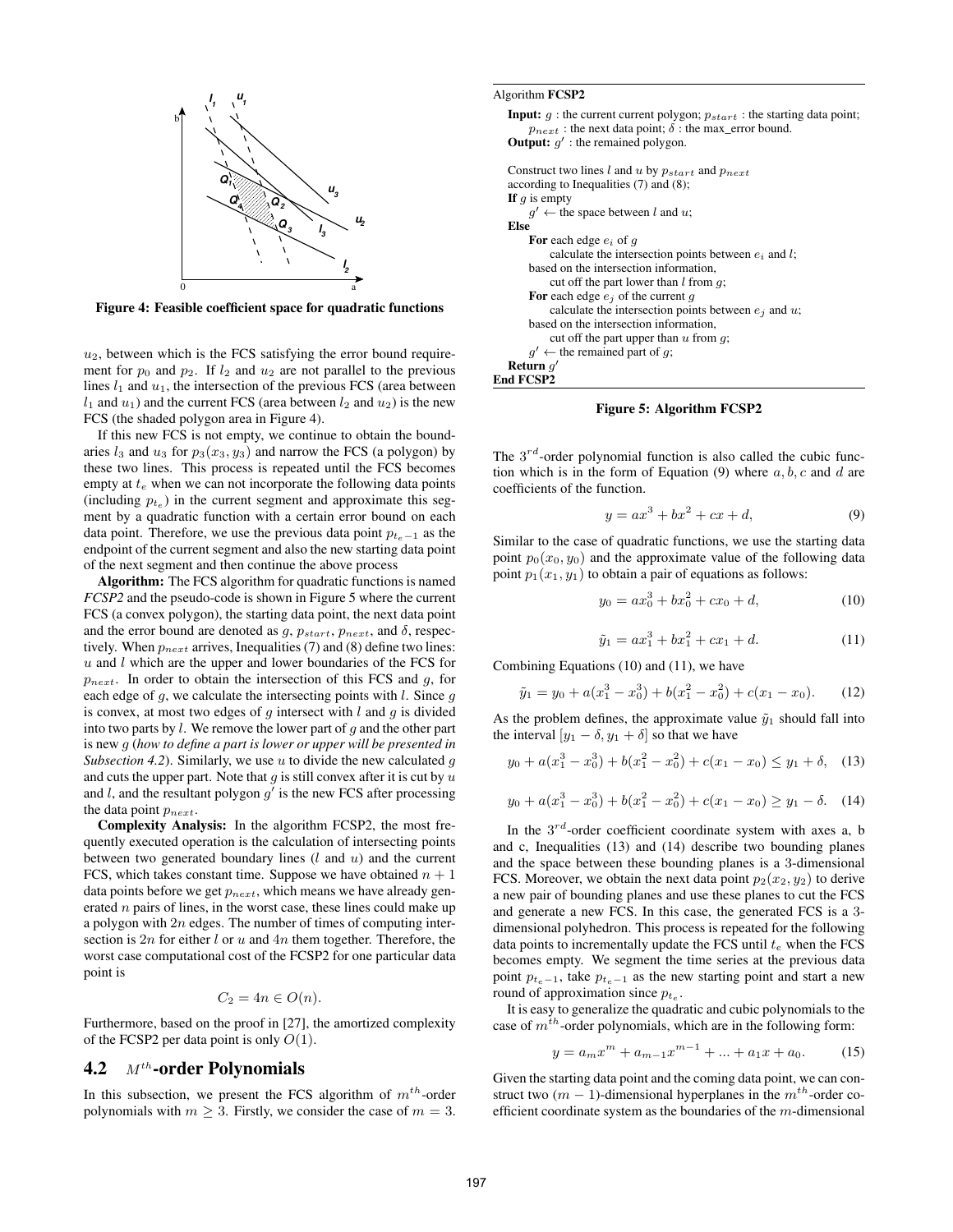b

$l_1$ $u_1$

$Q_1$ $Q_2$ $Q_3$ $Q_4$

$u_3$ $u_2$ $l_3$ $l_2$

0 a

**Figure 4: Feasible coefficient space for quadratic functions**

$u_2$, between which is the FCS satisfying the error bound requirement for $p_0$ and $p_2$. If $l_2$ and $u_2$ are not parallel to the previous lines $l_1$ and $u_1$, the intersection of the previous FCS (area between $l_1$ and $u_1$) and the current FCS (area between $l_2$ and $u_2$) is the new FCS (the shaded polygon area in Figure 4).

If this new FCS is not empty, we continue to obtain the boundaries $l_3$ and $u_3$ for $p_3(x_3, y_3)$ and narrow the FCS (a polygon) by these two lines. This process is repeated until the FCS becomes empty at $t_e$ when we can not incorporate the following data points (including $p_{t_e}$) in the current segment and approximate this segment by a quadratic function with a certain error bound on each data point. Therefore, we use the previous data point $p_{t_e-1}$ as the endpoint of the current segment and also the new starting data point of the next segment and then continue the above process

**Algorithm:** The FCS algorithm for quadratic functions is named *FCSP2* and the pseudo-code is shown in Figure 5 where the current FCS (a convex polygon), the starting data point, the next data point and the error bound are denoted as $g$, $p_{start}$, $p_{next}$, and $\delta$, respectively. When $p_{next}$ arrives, Inequalities (7) and (8) define two lines: $u$ and $l$ which are the upper and lower boundaries of the FCS for $p_{next}$. In order to obtain the intersection of this FCS and $g$, for each edge of $g$, we calculate the intersecting points with $l$. Since $g$ is convex, at most two edges of $g$ intersect with $l$ and $g$ is divided into two parts by $l$. We remove the lower part of $g$ and the other part is new $g$ (*how to define a part is lower or upper will be presented in Subsection 4.2*). Similarly, we use $u$ to divide the new calculated $g$ and cuts the upper part. Note that $g$ is still convex after it is cut by $u$ and $l$, and the resultant polygon $g'$ is the new FCS after processing the data point $p_{next}$.

**Complexity Analysis:** In the algorithm FCSP2, the most frequently executed operation is the calculation of intersecting points between two generated boundary lines ($l$ and $u$) and the current FCS, which takes constant time. Suppose we have obtained $n+1$ data points before we get $p_{next}$, which means we have already generated $n$ pairs of lines, in the worst case, these lines could make up a polygon with $2n$ edges. The number of times of computing intersection is $2n$ for either $l$ or $u$ and $4n$ them together. Therefore, the worst case computational cost of the FCSP2 for one particular data point is

$$C_2 = 4n \in O(n).$$

Furthermore, based on the proof in [27], the amortized complexity of the FCSP2 per data point is only $O(1)$.

## 4.2 $M^{th}$-order Polynomials

In this subsection, we present the FCS algorithm of $m^{th}$-order polynomials with $m \geq 3$. Firstly, we consider the case of $m = 3$.

```
Algorithm FCSP2
  Input: g : the current current polygon; p_start : the starting data point;
         p_next : the next data point; δ : the max_error bound.
  Output: g' : the remained polygon.

  Construct two lines l and u by p_start and p_next
  according to Inequalities (7) and (8);
  If g is empty
      g' ← the space between l and u;
  Else
      For each edge e_i of g
          calculate the intersection points between e_i and l;
      based on the intersection information,
          cut off the part lower than l from g;
      For each edge e_j of the current g
          calculate the intersection points between e_j and u;
      based on the intersection information,
          cut off the part upper than u from g;
      g' ← the remained part of g;
  Return g'
End FCSP2
```

**Figure 5: Algorithm FCSP2**

The $3^{rd}$-order polynomial function is also called the cubic function which is in the form of Equation (9) where $a, b, c$ and $d$ are coefficients of the function.

$$y = ax^3 + bx^2 + cx + d, \tag{9}$$

Similar to the case of quadratic functions, we use the starting data point $p_0(x_0, y_0)$ and the approximate value of the following data point $p_1(x_1, y_1)$ to obtain a pair of equations as follows:

$$y_0 = ax_0^3 + bx_0^2 + cx_0 + d, \tag{10}$$

$$\tilde{y}_1 = ax_1^3 + bx_1^2 + cx_1 + d. \tag{11}$$

Combining Equations (10) and (11), we have

$$\tilde{y}_1 = y_0 + a(x_1^3 - x_0^3) + b(x_1^2 - x_0^2) + c(x_1 - x_0). \tag{12}$$

As the problem defines, the approximate value $\tilde{y}_1$ should fall into the interval $[y_1 - \delta, y_1 + \delta]$ so that we have

$$y_0 + a(x_1^3 - x_0^3) + b(x_1^2 - x_0^2) + c(x_1 - x_0) \leq y_1 + \delta, \tag{13}$$

$$y_0 + a(x_1^3 - x_0^3) + b(x_1^2 - x_0^2) + c(x_1 - x_0) \geq y_1 - \delta. \tag{14}$$

In the $3^{rd}$-order coefficient coordinate system with axes a, b and c, Inequalities (13) and (14) describe two bounding planes and the space between these bounding planes is a 3-dimensional FCS. Moreover, we obtain the next data point $p_2(x_2, y_2)$ to derive a new pair of bounding planes and use these planes to cut the FCS and generate a new FCS. In this case, the generated FCS is a 3-dimensional polyhedron. This process is repeated for the following data points to incrementally update the FCS until $t_e$ when the FCS becomes empty. We segment the time series at the previous data point $p_{t_e-1}$, take $p_{t_e-1}$ as the new starting point and start a new round of approximation since $p_{t_e}$.

It is easy to generalize the quadratic and cubic polynomials to the case of $m^{th}$-order polynomials, which are in the following form:

$$y = a_m x^m + a_{m-1} x^{m-1} + ... + a_1 x + a_0. \tag{15}$$

Given the starting data point and the coming data point, we can construct two $(m-1)$-dimensional hyperplanes in the $m^{th}$-order coefficient coordinate system as the boundaries of the $m$-dimensional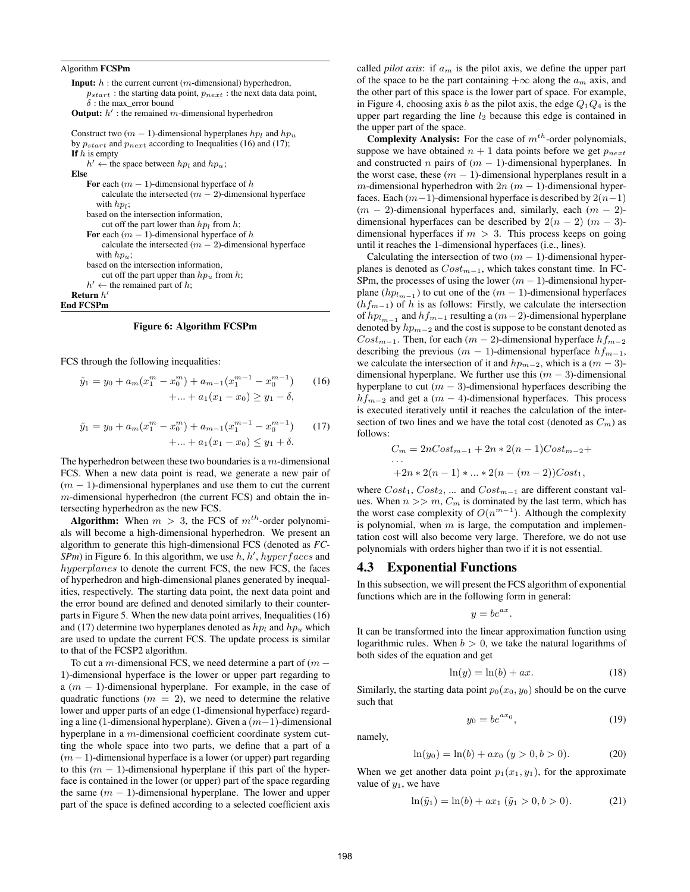Algorithm **FCSPm**

**Input:** $h$ : the current current ($m$-dimensional) hyperhedron,
$p_{start}$ : the starting data point, $p_{next}$ : the next data data point,
$\delta$ : the max_error bound
**Output:** $h'$ : the remained $m$-dimensional hyperhedron

```
Construct two (m − 1)-dimensional hyperplanes hp_l and hp_u
by p_start and p_next according to Inequalities (16) and (17);
If h is empty
    h' ← the space between hp_l and hp_u;
Else
    For each (m − 1)-dimensional hyperface of h
        calculate the intersected (m − 2)-dimensional hyperface
        with hp_l;
    based on the intersection information,
        cut off the part lower than hp_l from h;
    For each (m − 1)-dimensional hyperface of h
        calculate the intersected (m − 2)-dimensional hyperface
        with hp_u;
    based on the intersection information,
        cut off the part upper than hp_u from h;
    h' ← the remained part of h;
Return h'
End FCSPm
```

**Figure 6: Algorithm FCSPm**

FCS through the following inequalities:

$$\tilde{y}_1 = y_0 + a_m(x_1^m - x_0^m) + a_{m-1}(x_1^{m-1} - x_0^{m-1}) + ... + a_1(x_1 - x_0) \geq y_1 - \delta, \quad (16)$$

$$\tilde{y}_1 = y_0 + a_m(x_1^m - x_0^m) + a_{m-1}(x_1^{m-1} - x_0^{m-1}) + ... + a_1(x_1 - x_0) \leq y_1 + \delta. \quad (17)$$

The hyperhedron between these two boundaries is a $m$-dimensional FCS. When a new data point is read, we generate a new pair of $(m-1)$-dimensional hyperplanes and use them to cut the current $m$-dimensional hyperhedron (the current FCS) and obtain the intersecting hyperhedron as the new FCS.

**Algorithm:** When $m > 3$, the FCS of $m^{th}$-order polynomials will become a high-dimensional hyperhedron. We present an algorithm to generate this high-dimensional FCS (denoted as *FCSPm*) in Figure 6. In this algorithm, we use $h$, $h'$, $hyperfaces$ and $hyperplanes$ to denote the current FCS, the new FCS, the faces of hyperhedron and high-dimensional planes generated by inequalities, respectively. The starting data point, the next data point and the error bound are defined and denoted similarly to their counterparts in Figure 5. When the new data point arrives, Inequalities (16) and (17) determine two hyperplanes denoted as $hp_l$ and $hp_u$ which are used to update the current FCS. The update process is similar to that of the FCSP2 algorithm.

To cut a $m$-dimensional FCS, we need determine a part of $(m-1)$-dimensional hyperface is the lower or upper part regarding to a $(m-1)$-dimensional hyperplane. For example, in the case of quadratic functions ($m = 2$), we need to determine the relative lower and upper parts of an edge (1-dimensional hyperface) regarding a line (1-dimensional hyperplane). Given a $(m-1)$-dimensional hyperplane in a $m$-dimensional coefficient coordinate system cutting the whole space into two parts, we define that a part of a $(m-1)$-dimensional hyperface is a lower (or upper) part regarding to this $(m-1)$-dimensional hyperplane if this part of the hyperface is contained in the lower (or upper) part of the space regarding the same $(m-1)$-dimensional hyperplane. The lower and upper part of the space is defined according to a selected coefficient axis called *pilot axis*: if $a_m$ is the pilot axis, we define the upper part of the space to be the part containing $+\infty$ along the $a_m$ axis, and the other part of this space is the lower part of space. For example, in Figure 4, choosing axis $b$ as the pilot axis, the edge $Q_1Q_4$ is the upper part regarding the line $l_2$ because this edge is contained in the upper part of the space.

**Complexity Analysis:** For the case of $m^{th}$-order polynomials, suppose we have obtained $n+1$ data points before we get $p_{next}$ and constructed $n$ pairs of $(m-1)$-dimensional hyperplanes. In the worst case, these $(m-1)$-dimensional hyperplanes result in a $m$-dimensional hyperhedron with $2n$ $(m-1)$-dimensional hyperfaces. Each $(m-1)$-dimensional hyperface is described by $2(n-1)$ $(m-2)$-dimensional hyperfaces and, similarly, each $(m-2)$-dimensional hyperfaces can be described by $2(n-2)$ $(m-3)$-dimensional hyperfaces if $m > 3$. This process keeps on going until it reaches the 1-dimensional hyperfaces (i.e., lines).

Calculating the intersection of two $(m-1)$-dimensional hyperplanes is denoted as $Cost_{m-1}$, which takes constant time. In FCSPm, the processes of using the lower $(m-1)$-dimensional hyperplane ($hp_{l_{m-1}}$) to cut one of the $(m-1)$-dimensional hyperfaces ($hf_{m-1}$) of $h$ is as follows: Firstly, we calculate the intersection of $hp_{l_{m-1}}$ and $hf_{m-1}$ resulting a $(m-2)$-dimensional hyperplane denoted by $hp_{m-2}$ and the cost is suppose to be constant denoted as $Cost_{m-1}$. Then, for each $(m-2)$-dimensional hyperface $hf_{m-2}$ describing the previous $(m-1)$-dimensional hyperface $hf_{m-1}$, we calculate the intersection of it and $hp_{m-2}$, which is a $(m-3)$-dimensional hyperplane. We further use this $(m-3)$-dimensional hyperplane to cut $(m-3)$-dimensional hyperfaces describing the $hf_{m-2}$ and get a $(m-4)$-dimensional hyperfaces. This process is executed iteratively until it reaches the calculation of the intersection of two lines and we have the total cost (denoted as $C_m$) as follows:

$$C_m = 2nCost_{m-1} + 2n * 2(n-1)Cost_{m-2} + \cdots + 2n * 2(n-1) * ... * 2(n-(m-2))Cost_1,$$

where $Cost_1$, $Cost_2$, ... and $Cost_{m-1}$ are different constant values. When $n >> m$, $C_m$ is dominated by the last term, which has the worst case complexity of $O(n^{m-1})$. Although the complexity is polynomial, when $m$ is large, the computation and implementation cost will also become very large. Therefore, we do not use polynomials with orders higher than two if it is not essential.

### 4.3 Exponential Functions

In this subsection, we will present the FCS algorithm of exponential functions which are in the following form in general:

$$y = be^{ax}.$$

It can be transformed into the linear approximation function using logarithmic rules. When $b > 0$, we take the natural logarithms of both sides of the equation and get

$$\ln(y) = \ln(b) + ax. \quad (18)$$

Similarly, the starting data point $p_0(x_0, y_0)$ should be on the curve such that

$$y_0 = be^{ax_0}, \quad (19)$$

namely,

$$\ln(y_0) = \ln(b) + ax_0 \ (y > 0, b > 0). \quad (20)$$

When we get another data point $p_1(x_1, y_1)$, for the approximate value of $y_1$, we have

$$\ln(\tilde{y}_1) = \ln(b) + ax_1 \ (\tilde{y}_1 > 0, b > 0). \quad (21)$$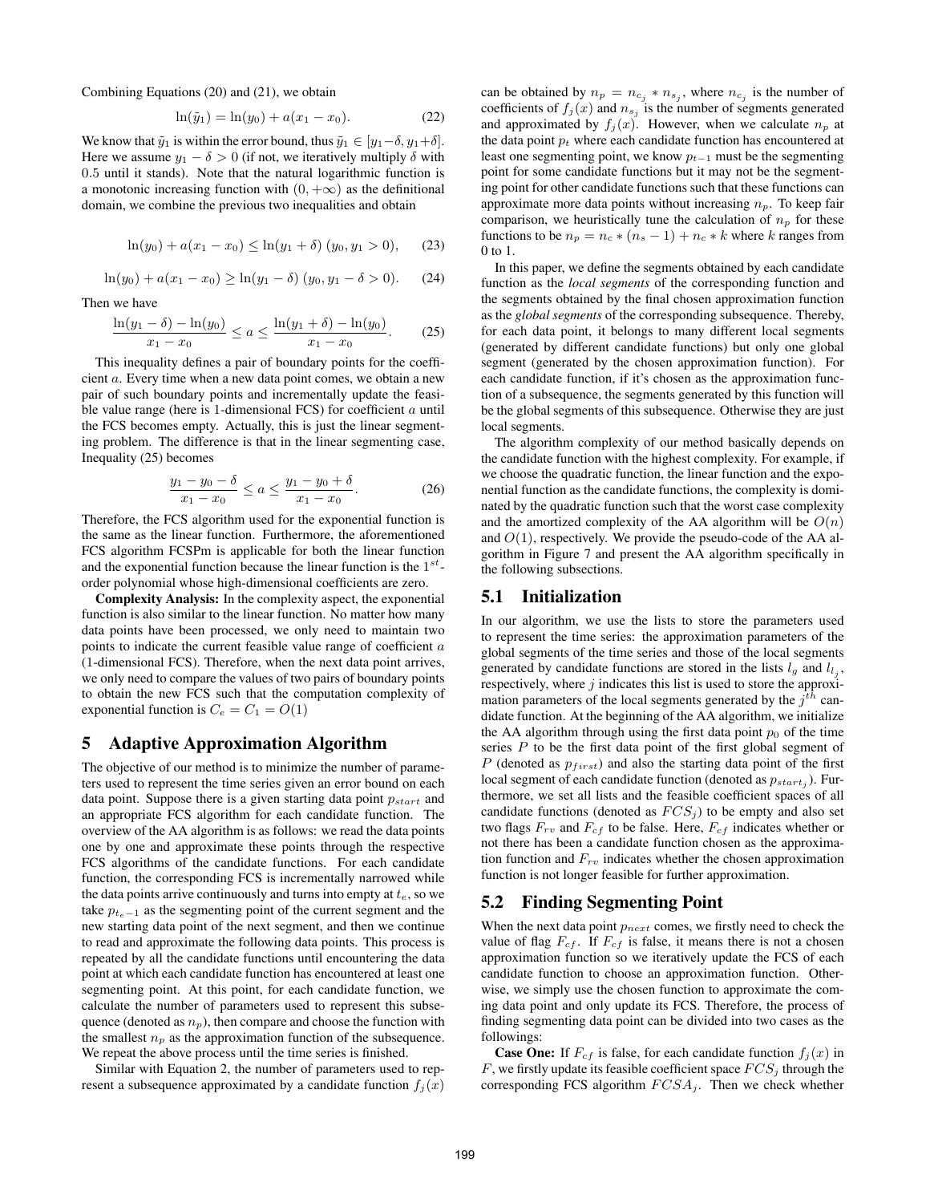Combining Equations (20) and (21), we obtain

$$\ln(\tilde{y}_1) = \ln(y_0) + a(x_1 - x_0). \tag{22}$$

We know that $\tilde{y}_1$ is within the error bound, thus $\tilde{y}_1 \in [y_1 - \delta, y_1 + \delta]$. Here we assume $y_1 - \delta > 0$ (if not, we iteratively multiply $\delta$ with 0.5 until it stands). Note that the natural logarithmic function is a monotonic increasing function with $(0, +\infty)$ as the definitional domain, we combine the previous two inequalities and obtain

$$\ln(y_0) + a(x_1 - x_0) \leq \ln(y_1 + \delta) \; (y_0, y_1 > 0), \tag{23}$$

$$\ln(y_0) + a(x_1 - x_0) \geq \ln(y_1 - \delta) \; (y_0, y_1 - \delta > 0). \tag{24}$$

Then we have

$$\frac{\ln(y_1 - \delta) - \ln(y_0)}{x_1 - x_0} \leq a \leq \frac{\ln(y_1 + \delta) - \ln(y_0)}{x_1 - x_0}. \tag{25}$$

This inequality defines a pair of boundary points for the coefficient $a$. Every time when a new data point comes, we obtain a new pair of such boundary points and incrementally update the feasible value range (here is 1-dimensional FCS) for coefficient $a$ until the FCS becomes empty. Actually, this is just the linear segmenting problem. The difference is that in the linear segmenting case, Inequality (25) becomes

$$\frac{y_1 - y_0 - \delta}{x_1 - x_0} \leq a \leq \frac{y_1 - y_0 + \delta}{x_1 - x_0}. \tag{26}$$

Therefore, the FCS algorithm used for the exponential function is the same as the linear function. Furthermore, the aforementioned FCS algorithm FCSPm is applicable for both the linear function and the exponential function because the linear function is the $1^{st}$-order polynomial whose high-dimensional coefficients are zero.

**Complexity Analysis:** In the complexity aspect, the exponential function is also similar to the linear function. No matter how many data points have been processed, we only need to maintain two points to indicate the current feasible value range of coefficient $a$ (1-dimensional FCS). Therefore, when the next data point arrives, we only need to compare the values of two pairs of boundary points to obtain the new FCS such that the computation complexity of exponential function is $C_e = C_1 = O(1)$

## 5 Adaptive Approximation Algorithm

The objective of our method is to minimize the number of parameters used to represent the time series given an error bound on each data point. Suppose there is a given starting data point $p_{start}$ and an appropriate FCS algorithm for each candidate function. The overview of the AA algorithm is as follows: we read the data points one by one and approximate these points through the respective FCS algorithms of the candidate functions. For each candidate function, the corresponding FCS is incrementally narrowed while the data points arrive continuously and turns into empty at $t_e$, so we take $p_{t_e - 1}$ as the segmenting point of the current segment and the new starting data point of the next segment, and then we continue to read and approximate the following data points. This process is repeated by all the candidate functions until encountering the data point at which each candidate function has encountered at least one segmenting point. At this point, for each candidate function, we calculate the number of parameters used to represent this subsequence (denoted as $n_p$), then compare and choose the function with the smallest $n_p$ as the approximation function of the subsequence. We repeat the above process until the time series is finished.

Similar with Equation 2, the number of parameters used to represent a subsequence approximated by a candidate function $f_j(x)$ can be obtained by $n_p = n_{c_j} * n_{s_j}$, where $n_{c_j}$ is the number of coefficients of $f_j(x)$ and $n_{s_j}$ is the number of segments generated and approximated by $f_j(x)$. However, when we calculate $n_p$ at the data point $p_t$ where each candidate function has encountered at least one segmenting point, we know $p_{t-1}$ must be the segmenting point for some candidate functions but it may not be the segmenting point for other candidate functions such that these functions can approximate more data points without increasing $n_p$. To keep fair comparison, we heuristically tune the calculation of $n_p$ for these functions to be $n_p = n_c * (n_s - 1) + n_c * k$ where $k$ ranges from 0 to 1.

In this paper, we define the segments obtained by each candidate function as the *local segments* of the corresponding function and the segments obtained by the final chosen approximation function as the *global segments* of the corresponding subsequence. Thereby, for each data point, it belongs to many different local segments (generated by different candidate functions) but only one global segment (generated by the chosen approximation function). For each candidate function, if it's chosen as the approximation function of a subsequence, the segments generated by this function will be the global segments of this subsequence. Otherwise they are just local segments.

The algorithm complexity of our method basically depends on the candidate function with the highest complexity. For example, if we choose the quadratic function, the linear function and the exponential function as the candidate functions, the complexity is dominated by the quadratic function such that the worst case complexity and the amortized complexity of the AA algorithm will be $O(n)$ and $O(1)$, respectively. We provide the pseudo-code of the AA algorithm in Figure 7 and present the AA algorithm specifically in the following subsections.

### 5.1 Initialization

In our algorithm, we use the lists to store the parameters used to represent the time series: the approximation parameters of the global segments of the time series and those of the local segments generated by candidate functions are stored in the lists $l_g$ and $l_{l_j}$, respectively, where $j$ indicates this list is used to store the approximation parameters of the local segments generated by the $j^{th}$ candidate function. At the beginning of the AA algorithm, we initialize the AA algorithm through using the first data point $p_0$ of the time series $P$ to be the first data point of the first global segment of $P$ (denoted as $p_{first}$) and also the starting data point of the first local segment of each candidate function (denoted as $p_{start_j}$). Furthermore, we set all lists and the feasible coefficient spaces of all candidate functions (denoted as $FCS_j$) to be empty and also set two flags $F_{rv}$ and $F_{cf}$ to be false. Here, $F_{cf}$ indicates whether or not there has been a candidate function chosen as the approximation function and $F_{rv}$ indicates whether the chosen approximation function is not longer feasible for further approximation.

### 5.2 Finding Segmenting Point

When the next data point $p_{next}$ comes, we firstly need to check the value of flag $F_{cf}$. If $F_{cf}$ is false, it means there is not a chosen approximation function so we iteratively update the FCS of each candidate function to choose an approximation function. Otherwise, we simply use the chosen function to approximate the coming data point and only update its FCS. Therefore, the process of finding segmenting data point can be divided into two cases as the followings:

**Case One:** If $F_{cf}$ is false, for each candidate function $f_j(x)$ in $F$, we firstly update its feasible coefficient space $FCS_j$ through the corresponding FCS algorithm $FCSA_j$. Then we check whether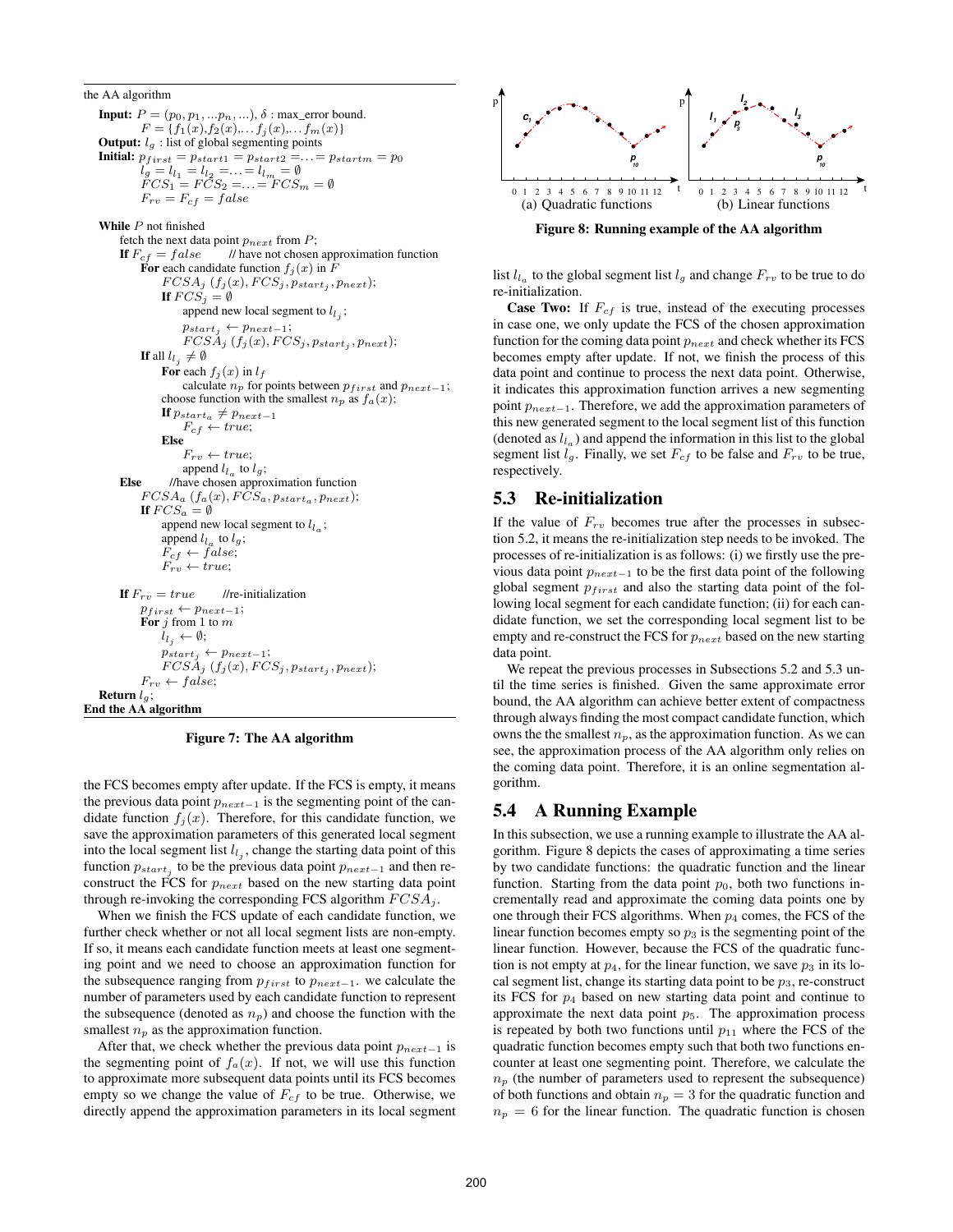the AA algorithm

```
Input: P = (p_0, p_1, ...p_n, ...), δ : max_error bound.
       F = {f_1(x), f_2(x), ... f_j(x), ... f_m(x)}
Output: l_g : list of global segmenting points
Initial: p_first = p_start1 = p_start2 = ... = p_startm = p_0
         l_g = l_l1 = l_l2 = ... = l_lm = ∅
         FCS_1 = FCS_2 = ... = FCS_m = ∅
         F_rv = F_cf = false

While P not finished
    fetch the next data point p_next from P;
    If F_cf = false      // have not chosen approximation function
        For each candidate function f_j(x) in F
            FCSA_j (f_j(x), FCS_j, p_start_j, p_next);
            If FCS_j = ∅
                append new local segment to l_lj;
                p_start_j ← p_next−1;
                FCSA_j (f_j(x), FCS_j, p_start_j, p_next);
        If all l_lj ≠ ∅
            For each f_j(x) in l_f
                calculate n_p for points between p_first and p_next−1;
            choose function with the smallest n_p as f_a(x);
            If p_start_a ≠ p_next−1
                F_cf ← true;
            Else
                F_rv ← true;
                append l_la to l_g;
    Else      //have chosen approximation function
        FCSA_a (f_a(x), FCS_a, p_start_a, p_next);
        If FCS_a = ∅
            append new local segment to l_la;
            append l_la to l_g;
            F_cf ← false;
            F_rv ← true;

    If F_rv = true      //re-initialization
        p_first ← p_next−1;
        For j from 1 to m
            l_lj ← ∅;
            p_start_j ← p_next−1;
            FCSA_j (f_j(x), FCS_j, p_start_j, p_next);
        F_rv ← false;
Return l_g;
End the AA algorithm
```

**Figure 7: The AA algorithm**

the FCS becomes empty after update. If the FCS is empty, it means the previous data point $p_{next-1}$ is the segmenting point of the candidate function $f_j(x)$. Therefore, for this candidate function, we save the approximation parameters of this generated local segment into the local segment list $l_{l_j}$, change the starting data point of this function $p_{start_j}$ to be the previous data point $p_{next-1}$ and then reconstruct the FCS for $p_{next}$ based on the new starting data point through re-invoking the corresponding FCS algorithm $FCSA_j$.

When we finish the FCS update of each candidate function, we further check whether or not all local segment lists are non-empty. If so, it means each candidate function meets at least one segmenting point and we need to choose an approximation function for the subsequence ranging from $p_{first}$ to $p_{next-1}$. we calculate the number of parameters used by each candidate function to represent the subsequence (denoted as $n_p$) and choose the function with the smallest $n_p$ as the approximation function.

After that, we check whether the previous data point $p_{next-1}$ is the segmenting point of $f_a(x)$. If not, we will use this function to approximate more subsequent data points until its FCS becomes empty so we change the value of $F_{cf}$ to be true. Otherwise, we directly append the approximation parameters in its local segment list $l_{l_a}$ to the global segment list $l_g$ and change $F_{rv}$ to be true to do re-initialization.

**Case Two:** If $F_{cf}$ is true, instead of the executing processes in case one, we only update the FCS of the chosen approximation function for the coming data point $p_{next}$ and check whether its FCS becomes empty after update. If not, we finish the process of this data point and continue to process the next data point. Otherwise, it indicates this approximation function arrives a new segmenting point $p_{next-1}$. Therefore, we add the approximation parameters of this new generated segment to the local segment list of this function (denoted as $l_{l_a}$) and append the information in this list to the global segment list $l_g$. Finally, we set $F_{cf}$ to be false and $F_{rv}$ to be true, respectively.

p
c1
p10
0 1 2 3 4 5 6 7 8 9 10 11 12 t
(a) Quadratic functions

p
l1 l2 l3
p3
p10
0 1 2 3 4 5 6 7 8 9 10 11 12 t
(b) Linear functions

**Figure 8: Running example of the AA algorithm**

## 5.3 Re-initialization

If the value of $F_{rv}$ becomes true after the processes in subsection 5.2, it means the re-initialization step needs to be invoked. The processes of re-initialization is as follows: (i) we firstly use the previous data point $p_{next-1}$ to be the first data point of the following global segment $p_{first}$ and also the starting data point of the following local segment for each candidate function; (ii) for each candidate function, we set the corresponding local segment list to be empty and re-construct the FCS for $p_{next}$ based on the new starting data point.

We repeat the previous processes in Subsections 5.2 and 5.3 until the time series is finished. Given the same approximate error bound, the AA algorithm can achieve better extent of compactness through always finding the most compact candidate function, which owns the the smallest $n_p$, as the approximation function. As we can see, the approximation process of the AA algorithm only relies on the coming data point. Therefore, it is an online segmentation algorithm.

## 5.4 A Running Example

In this subsection, we use a running example to illustrate the AA algorithm. Figure 8 depicts the cases of approximating a time series by two candidate functions: the quadratic function and the linear function. Starting from the data point $p_0$, both two functions incrementally read and approximate the coming data points one by one through their FCS algorithms. When $p_4$ comes, the FCS of the linear function becomes empty so $p_3$ is the segmenting point of the linear function. However, because the FCS of the quadratic function is not empty at $p_4$, for the linear function, we save $p_3$ in its local segment list, change its starting data point to be $p_3$, re-construct its FCS for $p_4$ based on new starting data point and continue to approximate the next data point $p_5$. The approximation process is repeated by both two functions until $p_{11}$ where the FCS of the quadratic function becomes empty such that both two functions encounter at least one segmenting point. Therefore, we calculate the $n_p$ (the number of parameters used to represent the subsequence) of both functions and obtain $n_p = 3$ for the quadratic function and $n_p = 6$ for the linear function. The quadratic function is chosen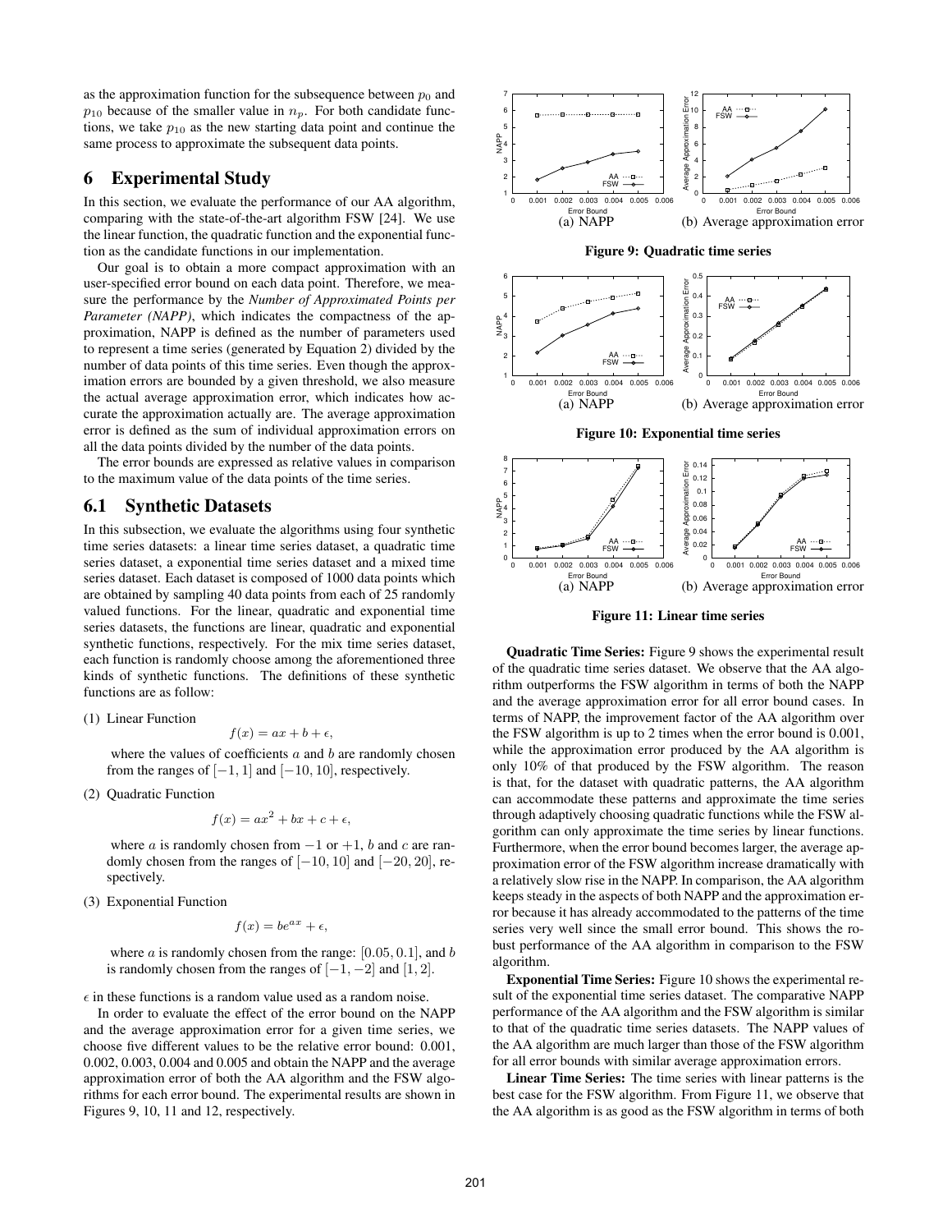as the approximation function for the subsequence between $p_0$ and $p_{10}$ because of the smaller value in $n_p$. For both candidate functions, we take $p_{10}$ as the new starting data point and continue the same process to approximate the subsequent data points.

# 6 Experimental Study

In this section, we evaluate the performance of our AA algorithm, comparing with the state-of-the-art algorithm FSW [24]. We use the linear function, the quadratic function and the exponential function as the candidate functions in our implementation.

Our goal is to obtain a more compact approximation with an user-specified error bound on each data point. Therefore, we measure the performance by the *Number of Approximated Points per Parameter (NAPP)*, which indicates the compactness of the approximation, NAPP is defined as the number of parameters used to represent a time series (generated by Equation 2) divided by the number of data points of this time series. Even though the approximation errors are bounded by a given threshold, we also measure the actual average approximation error, which indicates how accurate the approximation actually are. The average approximation error is defined as the sum of individual approximation errors on all the data points divided by the number of the data points.

The error bounds are expressed as relative values in comparison to the maximum value of the data points of the time series.

## 6.1 Synthetic Datasets

In this subsection, we evaluate the algorithms using four synthetic time series datasets: a linear time series dataset, a quadratic time series dataset, a exponential time series dataset and a mixed time series dataset. Each dataset is composed of 1000 data points which are obtained by sampling 40 data points from each of 25 randomly valued functions. For the linear, quadratic and exponential time series datasets, the functions are linear, quadratic and exponential synthetic functions, respectively. For the mix time series dataset, each function is randomly choose among the aforementioned three kinds of synthetic functions. The definitions of these synthetic functions are as follow:

(1) Linear Function

$$f(x) = ax + b + \epsilon,$$

where the values of coefficients $a$ and $b$ are randomly chosen from the ranges of $[-1, 1]$ and $[-10, 10]$, respectively.

(2) Quadratic Function

$$f(x) = ax^2 + bx + c + \epsilon,$$

where $a$ is randomly chosen from $-1$ or $+1$, $b$ and $c$ are randomly chosen from the ranges of $[-10, 10]$ and $[-20, 20]$, respectively.

(3) Exponential Function

$$f(x) = be^{ax} + \epsilon,$$

where $a$ is randomly chosen from the range: $[0.05, 0.1]$, and $b$ is randomly chosen from the ranges of $[-1, -2]$ and $[1, 2]$.

$\epsilon$ in these functions is a random value used as a random noise.

In order to evaluate the effect of the error bound on the NAPP and the average approximation error for a given time series, we choose five different values to be the relative error bound: 0.001, 0.002, 0.003, 0.004 and 0.005 and obtain the NAPP and the average approximation error of both the AA algorithm and the FSW algorithms for each error bound. The experimental results are shown in Figures 9, 10, 11 and 12, respectively.

(a) NAPP (b) Average approximation error

**Figure 9: Quadratic time series**

(a) NAPP (b) Average approximation error

**Figure 10: Exponential time series**

(a) NAPP (b) Average approximation error

**Figure 11: Linear time series**

**Quadratic Time Series:** Figure 9 shows the experimental result of the quadratic time series dataset. We observe that the AA algorithm outperforms the FSW algorithm in terms of both the NAPP and the average approximation error for all error bound cases. In terms of NAPP, the improvement factor of the AA algorithm over the FSW algorithm is up to 2 times when the error bound is 0.001, while the approximation error produced by the AA algorithm is only 10% of that produced by the FSW algorithm. The reason is that, for the dataset with quadratic patterns, the AA algorithm can accommodate these patterns and approximate the time series through adaptively choosing quadratic functions while the FSW algorithm can only approximate the time series by linear functions. Furthermore, when the error bound becomes larger, the average approximation error of the FSW algorithm increase dramatically with a relatively slow rise in the NAPP. In comparison, the AA algorithm keeps steady in the aspects of both NAPP and the approximation error because it has already accommodated to the patterns of the time series very well since the small error bound. This shows the robust performance of the AA algorithm in comparison to the FSW algorithm.

**Exponential Time Series:** Figure 10 shows the experimental result of the exponential time series dataset. The comparative NAPP performance of the AA algorithm and the FSW algorithm is similar to that of the quadratic time series datasets. The NAPP values of the AA algorithm are much larger than those of the FSW algorithm for all error bounds with similar average approximation errors.

**Linear Time Series:** The time series with linear patterns is the best case for the FSW algorithm. From Figure 11, we observe that the AA algorithm is as good as the FSW algorithm in terms of both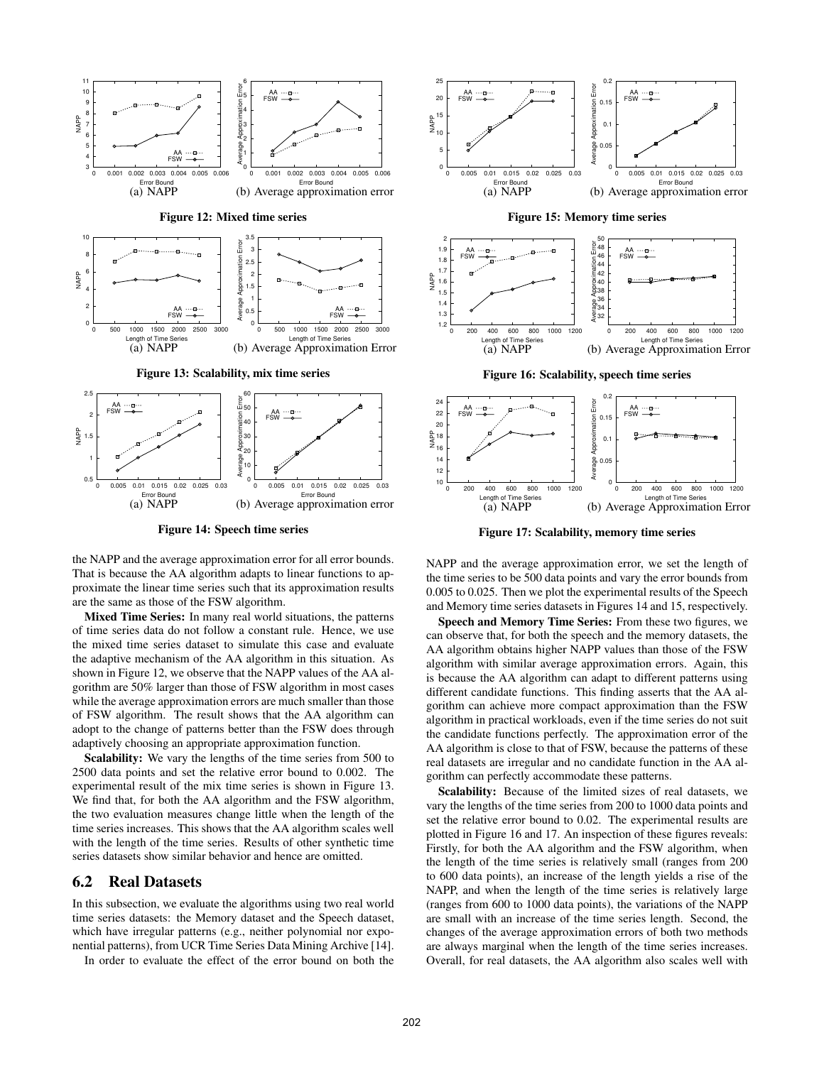11
10
9
8
NAPP
7
6
5
4
3
0 0.001 0.002 0.003 0.004 0.005 0.006
Error Bound
AA
FSW
(a) NAPP

6
5
Average Approximation Error
4
3
2
1
0
0 0.001 0.002 0.003 0.004 0.005 0.006
Error Bound
AA
FSW
(b) Average approximation error

**Figure 12: Mixed time series**

10
8
NAPP
6
4
2
0
0 500 1000 1500 2000 2500 3000
Length of Time Series
AA
FSW
(a) NAPP

3.5
3
2.5
Average Approximation Error
2
1.5
1
0.5
0
0 500 1000 1500 2000 2500 3000
Length of Time Series
AA
FSW
(b) Average Approximation Error

**Figure 13: Scalability, mix time series**

2.5
2
NAPP
1.5
1
0.5
0 0.005 0.01 0.015 0.02 0.025 0.03
Error Bound
AA
FSW
(a) NAPP

60
50
Average Approximation Error
40
30
20
10
0
0 0.005 0.01 0.015 0.02 0.025 0.03
Error Bound
AA
FSW
(b) Average approximation error

**Figure 14: Speech time series**

25
20
NAPP
15
10
5
0
0 0.005 0.01 0.015 0.02 0.025 0.03
Error Bound
AA
FSW
(a) NAPP

0.2
0.15
Average Approximation Error
0.1
0.05
0
0 0.005 0.01 0.015 0.02 0.025 0.03
Error Bound
AA
FSW
(b) Average approximation error

**Figure 15: Memory time series**

2
1.9
1.8
1.7
NAPP
1.6
1.5
1.4
1.3
1.2
0 200 400 600 800 1000 1200
Length of Time Series
AA
FSW
(a) NAPP

50
48
46
44
Average Approximation Error
42
40
38
36
34
32
0 200 400 600 800 1000 1200
Length of Time Series
AA
FSW
(b) Average Approximation Error

**Figure 16: Scalability, speech time series**

24
22
20
18
NAPP
16
14
12
10
0 200 400 600 800 1000 1200
Length of Time Series
AA
FSW
(a) NAPP

0.2
0.15
Average Approximation Error
0.1
0.05
0
0 200 400 600 800 1000 1200
Length of Time Series
AA
FSW
(b) Average Approximation Error

**Figure 17: Scalability, memory time series**

the NAPP and the average approximation error for all error bounds. That is because the AA algorithm adapts to linear functions to approximate the linear time series such that its approximation results are the same as those of the FSW algorithm.

**Mixed Time Series:** In many real world situations, the patterns of time series data do not follow a constant rule. Hence, we use the mixed time series dataset to simulate this case and evaluate the adaptive mechanism of the AA algorithm in this situation. As shown in Figure 12, we observe that the NAPP values of the AA algorithm are 50% larger than those of FSW algorithm in most cases while the average approximation errors are much smaller than those of FSW algorithm. The result shows that the AA algorithm can adopt to the change of patterns better than the FSW does through adaptively choosing an appropriate approximation function.

**Scalability:** We vary the lengths of the time series from 500 to 2500 data points and set the relative error bound to 0.002. The experimental result of the mix time series is shown in Figure 13. We find that, for both the AA algorithm and the FSW algorithm, the two evaluation measures change little when the length of the time series increases. This shows that the AA algorithm scales well with the length of the time series. Results of other synthetic time series datasets show similar behavior and hence are omitted.

## 6.2 Real Datasets

In this subsection, we evaluate the algorithms using two real world time series datasets: the Memory dataset and the Speech dataset, which have irregular patterns (e.g., neither polynomial nor exponential patterns), from UCR Time Series Data Mining Archive [14].

In order to evaluate the effect of the error bound on both the NAPP and the average approximation error, we set the length of the time series to be 500 data points and vary the error bounds from 0.005 to 0.025. Then we plot the experimental results of the Speech and Memory time series datasets in Figures 14 and 15, respectively.

**Speech and Memory Time Series:** From these two figures, we can observe that, for both the speech and the memory datasets, the AA algorithm obtains higher NAPP values than those of the FSW algorithm with similar average approximation errors. Again, this is because the AA algorithm can adapt to different patterns using different candidate functions. This finding asserts that the AA algorithm can achieve more compact approximation than the FSW algorithm in practical workloads, even if the time series do not suit the candidate functions perfectly. The approximation error of the AA algorithm is close to that of FSW, because the patterns of these real datasets are irregular and no candidate function in the AA algorithm can perfectly accommodate these patterns.

**Scalability:** Because of the limited sizes of real datasets, we vary the lengths of the time series from 200 to 1000 data points and set the relative error bound to 0.02. The experimental results are plotted in Figure 16 and 17. An inspection of these figures reveals: Firstly, for both the AA algorithm and the FSW algorithm, when the length of the time series is relatively small (ranges from 200 to 600 data points), an increase of the length yields a rise of the NAPP, and when the length of the time series is relatively large (ranges from 600 to 1000 data points), the variations of the NAPP are small with an increase of the time series length. Second, the changes of the average approximation errors of both two methods are always marginal when the length of the time series increases. Overall, for real datasets, the AA algorithm also scales well with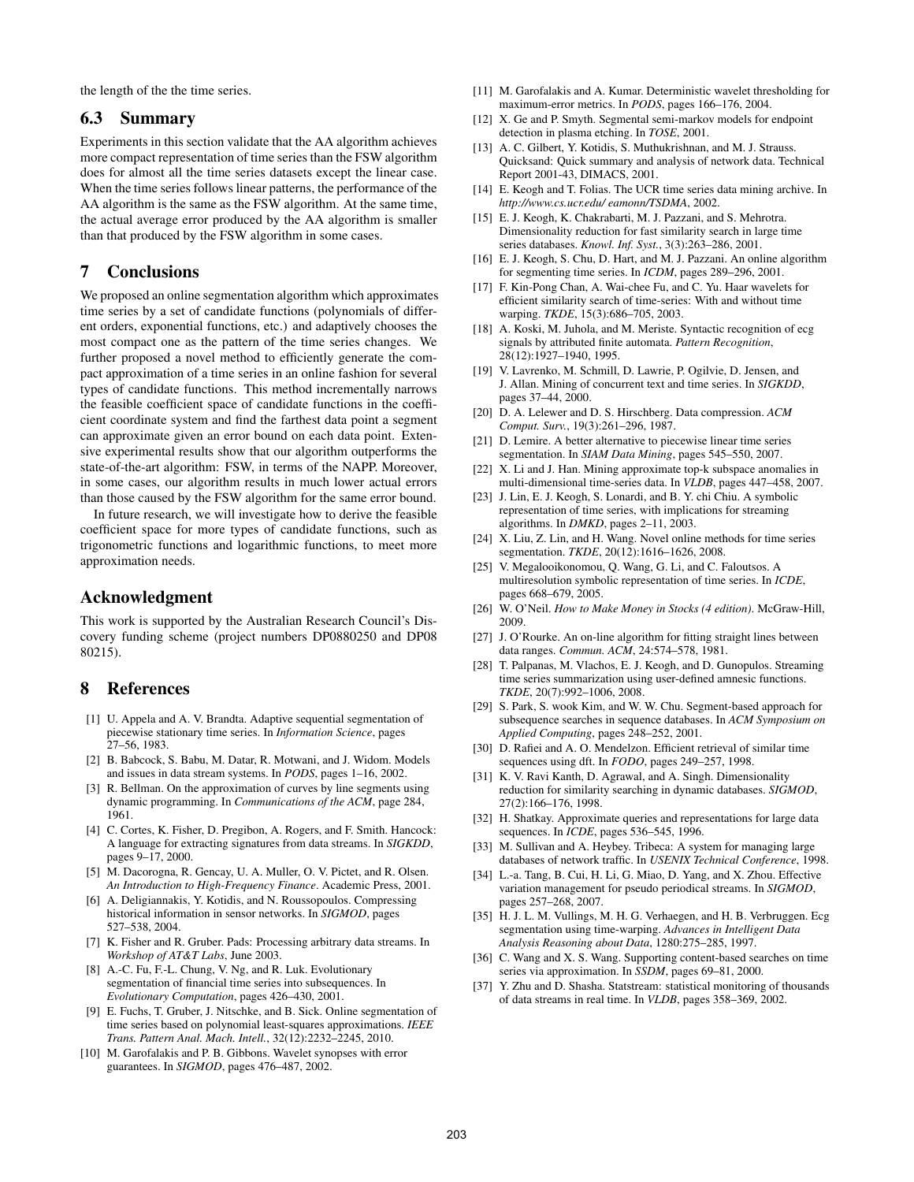the length of the the time series.

## 6.3 Summary

Experiments in this section validate that the AA algorithm achieves more compact representation of time series than the FSW algorithm does for almost all the time series datasets except the linear case. When the time series follows linear patterns, the performance of the AA algorithm is the same as the FSW algorithm. At the same time, the actual average error produced by the AA algorithm is smaller than that produced by the FSW algorithm in some cases.

# 7 Conclusions

We proposed an online segmentation algorithm which approximates time series by a set of candidate functions (polynomials of different orders, exponential functions, etc.) and adaptively chooses the most compact one as the pattern of the time series changes. We further proposed a novel method to efficiently generate the compact approximation of a time series in an online fashion for several types of candidate functions. This method incrementally narrows the feasible coefficient space of candidate functions in the coefficient coordinate system and find the farthest data point a segment can approximate given an error bound on each data point. Extensive experimental results show that our algorithm outperforms the state-of-the-art algorithm: FSW, in terms of the NAPP. Moreover, in some cases, our algorithm results in much lower actual errors than those caused by the FSW algorithm for the same error bound.

In future research, we will investigate how to derive the feasible coefficient space for more types of candidate functions, such as trigonometric functions and logarithmic functions, to meet more approximation needs.

# Acknowledgment

This work is supported by the Australian Research Council's Discovery funding scheme (project numbers DP0880250 and DP08 80215).

# 8 References

[1] U. Appela and A. V. Brandta. Adaptive sequential segmentation of piecewise stationary time series. In *Information Science*, pages 27–56, 1983.

[2] B. Babcock, S. Babu, M. Datar, R. Motwani, and J. Widom. Models and issues in data stream systems. In *PODS*, pages 1–16, 2002.

[3] R. Bellman. On the approximation of curves by line segments using dynamic programming. In *Communications of the ACM*, page 284, 1961.

[4] C. Cortes, K. Fisher, D. Pregibon, A. Rogers, and F. Smith. Hancock: A language for extracting signatures from data streams. In *SIGKDD*, pages 9–17, 2000.

[5] M. Dacorogna, R. Gencay, U. A. Muller, O. V. Pictet, and R. Olsen. *An Introduction to High-Frequency Finance*. Academic Press, 2001.

[6] A. Deligiannakis, Y. Kotidis, and N. Roussopoulos. Compressing historical information in sensor networks. In *SIGMOD*, pages 527–538, 2004.

[7] K. Fisher and R. Gruber. Pads: Processing arbitrary data streams. In *Workshop of AT&T Labs*, June 2003.

[8] A.-C. Fu, F.-L. Chung, V. Ng, and R. Luk. Evolutionary segmentation of financial time series into subsequences. In *Evolutionary Computation*, pages 426–430, 2001.

[9] E. Fuchs, T. Gruber, J. Nitschke, and B. Sick. Online segmentation of time series based on polynomial least-squares approximations. *IEEE Trans. Pattern Anal. Mach. Intell.*, 32(12):2232–2245, 2010.

[10] M. Garofalakis and P. B. Gibbons. Wavelet synopses with error guarantees. In *SIGMOD*, pages 476–487, 2002.

[11] M. Garofalakis and A. Kumar. Deterministic wavelet thresholding for maximum-error metrics. In *PODS*, pages 166–176, 2004.

[12] X. Ge and P. Smyth. Segmental semi-markov models for endpoint detection in plasma etching. In *TOSE*, 2001.

[13] A. C. Gilbert, Y. Kotidis, S. Muthukrishnan, and M. J. Strauss. Quicksand: Quick summary and analysis of network data. Technical Report 2001-43, DIMACS, 2001.

[14] E. Keogh and T. Folias. The UCR time series data mining archive. In *http://www.cs.ucr.edu/ eamonn/TSDMA*, 2002.

[15] E. J. Keogh, K. Chakrabarti, M. J. Pazzani, and S. Mehrotra. Dimensionality reduction for fast similarity search in large time series databases. *Knowl. Inf. Syst.*, 3(3):263–286, 2001.

[16] E. J. Keogh, S. Chu, D. Hart, and M. J. Pazzani. An online algorithm for segmenting time series. In *ICDM*, pages 289–296, 2001.

[17] F. Kin-Pong Chan, A. Wai-chee Fu, and C. Yu. Haar wavelets for efficient similarity search of time-series: With and without time warping. *TKDE*, 15(3):686–705, 2003.

[18] A. Koski, M. Juhola, and M. Meriste. Syntactic recognition of ecg signals by attributed finite automata. *Pattern Recognition*, 28(12):1927–1940, 1995.

[19] V. Lavrenko, M. Schmill, D. Lawrie, P. Ogilvie, D. Jensen, and J. Allan. Mining of concurrent text and time series. In *SIGKDD*, pages 37–44, 2000.

[20] D. A. Lelewer and D. S. Hirschberg. Data compression. *ACM Comput. Surv.*, 19(3):261–296, 1987.

[21] D. Lemire. A better alternative to piecewise linear time series segmentation. In *SIAM Data Mining*, pages 545–550, 2007.

[22] X. Li and J. Han. Mining approximate top-k subspace anomalies in multi-dimensional time-series data. In *VLDB*, pages 447–458, 2007.

[23] J. Lin, E. J. Keogh, S. Lonardi, and B. Y. chi Chiu. A symbolic representation of time series, with implications for streaming algorithms. In *DMKD*, pages 2–11, 2003.

[24] X. Liu, Z. Lin, and H. Wang. Novel online methods for time series segmentation. *TKDE*, 20(12):1616–1626, 2008.

[25] V. Megalooikonomou, Q. Wang, G. Li, and C. Faloutsos. A multiresolution symbolic representation of time series. In *ICDE*, pages 668–679, 2005.

[26] W. O'Neil. *How to Make Money in Stocks (4 edition)*. McGraw-Hill, 2009.

[27] J. O'Rourke. An on-line algorithm for fitting straight lines between data ranges. *Commun. ACM*, 24:574–578, 1981.

[28] T. Palpanas, M. Vlachos, E. J. Keogh, and D. Gunopulos. Streaming time series summarization using user-defined amnesic functions. *TKDE*, 20(7):992–1006, 2008.

[29] S. Park, S. wook Kim, and W. W. Chu. Segment-based approach for subsequence searches in sequence databases. In *ACM Symposium on Applied Computing*, pages 248–252, 2001.

[30] D. Rafiei and A. O. Mendelzon. Efficient retrieval of similar time sequences using dft. In *FODO*, pages 249–257, 1998.

[31] K. V. Ravi Kanth, D. Agrawal, and A. Singh. Dimensionality reduction for similarity searching in dynamic databases. *SIGMOD*, 27(2):166–176, 1998.

[32] H. Shatkay. Approximate queries and representations for large data sequences. In *ICDE*, pages 536–545, 1996.

[33] M. Sullivan and A. Heybey. Tribeca: A system for managing large databases of network traffic. In *USENIX Technical Conference*, 1998.

[34] L.-a. Tang, B. Cui, H. Li, G. Miao, D. Yang, and X. Zhou. Effective variation management for pseudo periodical streams. In *SIGMOD*, pages 257–268, 2007.

[35] H. J. L. M. Vullings, M. H. G. Verhaegen, and H. B. Verbruggen. Ecg segmentation using time-warping. *Advances in Intelligent Data Analysis Reasoning about Data*, 1280:275–285, 1997.

[36] C. Wang and X. S. Wang. Supporting content-based searches on time series via approximation. In *SSDM*, pages 69–81, 2000.

[37] Y. Zhu and D. Shasha. Statstream: statistical monitoring of thousands of data streams in real time. In *VLDB*, pages 358–369, 2002.